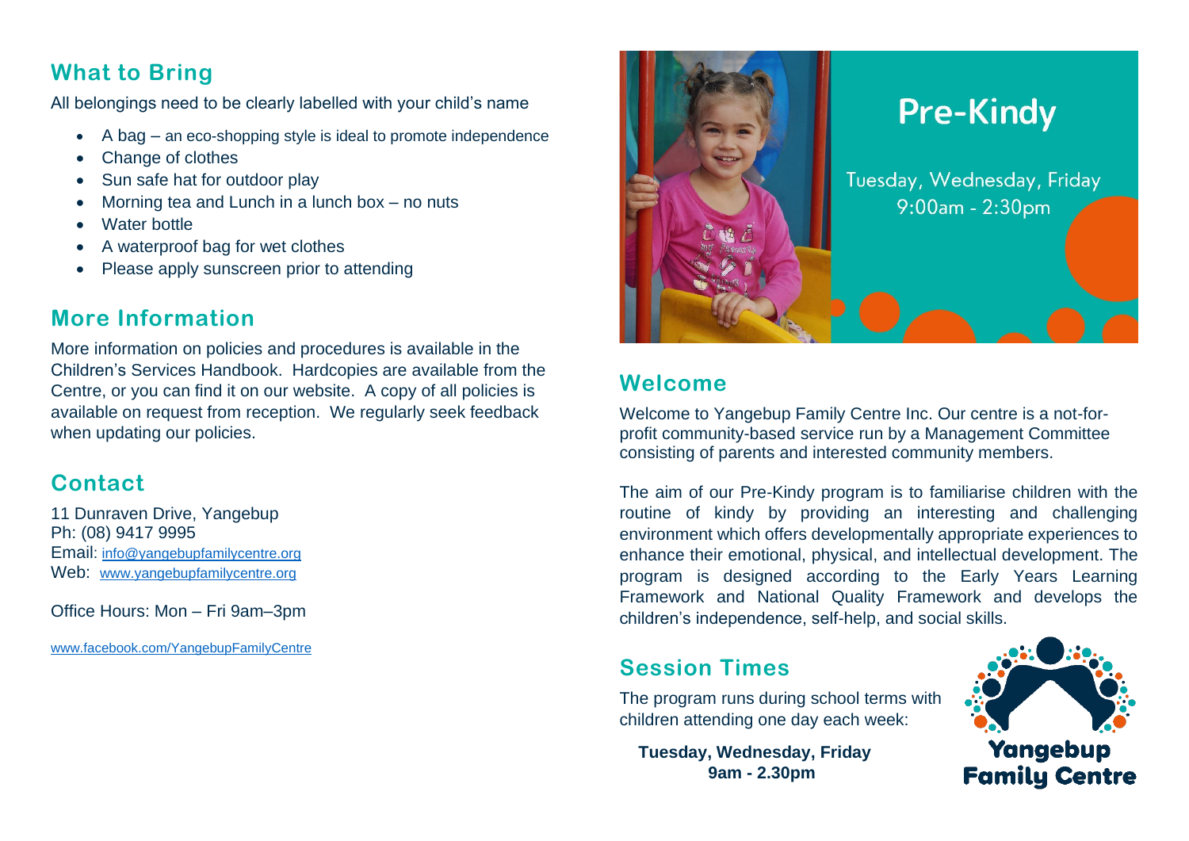## What to Bring

All belongings need to be clearly labelled with your child's name

- A bag – an eco-shopping style is ideal to promote independence
- Change of clothes
- Sun safe hat for outdoor play
- Morning tea and Lunch in a lunch box – no nuts
- Water bottle
- A waterproof bag for wet clothes
- Please apply sunscreen prior to attending

## More Information

More information on policies and procedures is available in the Children's Services Handbook. Hardcopies are available from the Centre, or you can find it on our website. A copy of all policies is available on request from reception. We regularly seek feedback when updating our policies.

## Contact

11 Dunraven Drive, Yangebup
Ph: (08) 9417 9995
Email: info@yangebupfamilycentre.org
Web: www.yangebupfamilycentre.org

Office Hours: Mon – Fri 9am–3pm

www.facebook.com/YangebupFamilyCentre

# Pre-Kindy

Tuesday, Wednesday, Friday
9:00am - 2:30pm

## Welcome

Welcome to Yangebup Family Centre Inc. Our centre is a not-for-profit community-based service run by a Management Committee consisting of parents and interested community members.

The aim of our Pre-Kindy program is to familiarise children with the routine of kindy by providing an interesting and challenging environment which offers developmentally appropriate experiences to enhance their emotional, physical, and intellectual development. The program is designed according to the Early Years Learning Framework and National Quality Framework and develops the children's independence, self-help, and social skills.

## Session Times

The program runs during school terms with children attending one day each week:

**Tuesday, Wednesday, Friday**
**9am - 2.30pm**

Yangebup Family Centre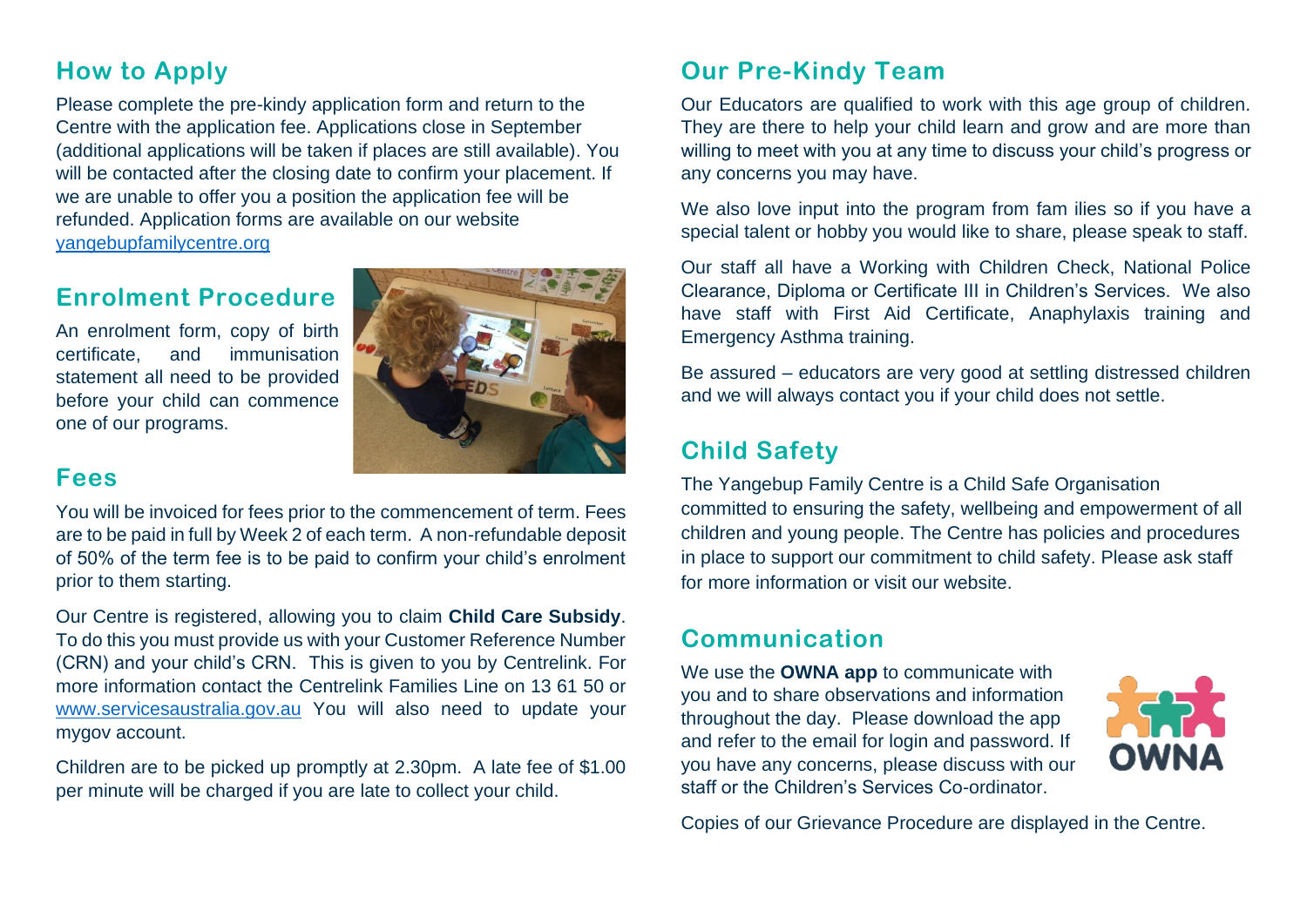## How to Apply

Please complete the pre-kindy application form and return to the Centre with the application fee. Applications close in September (additional applications will be taken if places are still available). You will be contacted after the closing date to confirm your placement. If we are unable to offer you a position the application fee will be refunded. Application forms are available on our website yangebupfamilycentre.org

## Enrolment Procedure

An enrolment form, copy of birth certificate, and immunisation statement all need to be provided before your child can commence one of our programs.

## Fees

You will be invoiced for fees prior to the commencement of term. Fees are to be paid in full by Week 2 of each term. A non-refundable deposit of 50% of the term fee is to be paid to confirm your child's enrolment prior to them starting.

Our Centre is registered, allowing you to claim **Child Care Subsidy**. To do this you must provide us with your Customer Reference Number (CRN) and your child's CRN. This is given to you by Centrelink. For more information contact the Centrelink Families Line on 13 61 50 or www.servicesaustralia.gov.au You will also need to update your mygov account.

Children are to be picked up promptly at 2.30pm. A late fee of $1.00 per minute will be charged if you are late to collect your child.

## Our Pre-Kindy Team

Our Educators are qualified to work with this age group of children. They are there to help your child learn and grow and are more than willing to meet with you at any time to discuss your child's progress or any concerns you may have.

We also love input into the program from fam ilies so if you have a special talent or hobby you would like to share, please speak to staff.

Our staff all have a Working with Children Check, National Police Clearance, Diploma or Certificate III in Children's Services. We also have staff with First Aid Certificate, Anaphylaxis training and Emergency Asthma training.

Be assured – educators are very good at settling distressed children and we will always contact you if your child does not settle.

## Child Safety

The Yangebup Family Centre is a Child Safe Organisation committed to ensuring the safety, wellbeing and empowerment of all children and young people. The Centre has policies and procedures in place to support our commitment to child safety. Please ask staff for more information or visit our website.

## Communication

We use the **OWNA app** to communicate with you and to share observations and information throughout the day. Please download the app and refer to the email for login and password. If you have any concerns, please discuss with our staff or the Children's Services Co-ordinator.

Copies of our Grievance Procedure are displayed in the Centre.